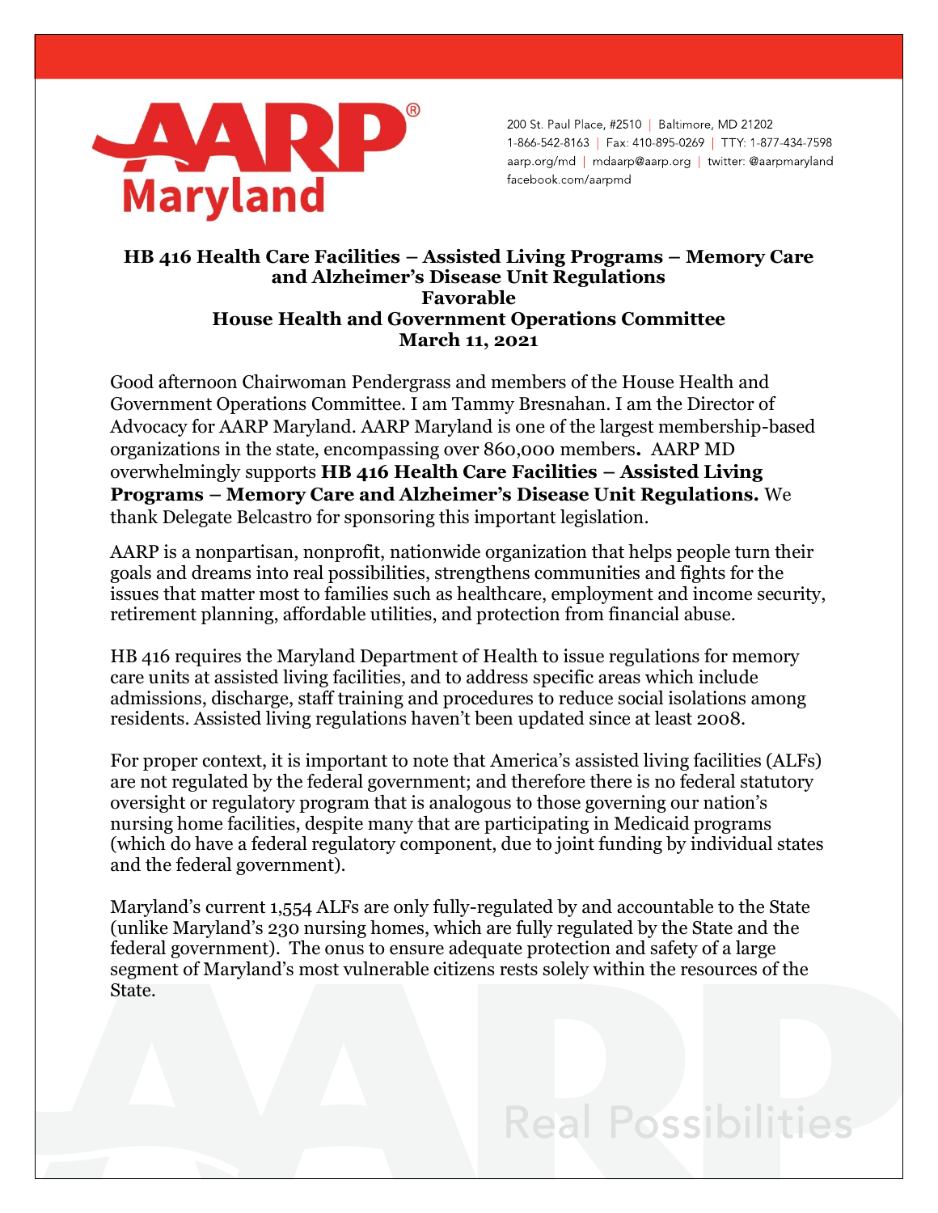AARP Maryland

200 St. Paul Place, #2510 | Baltimore, MD 21202
1-866-542-8163 | Fax: 410-895-0269 | TTY: 1-877-434-7598
aarp.org/md | mdaarp@aarp.org | twitter: @aarpmaryland
facebook.com/aarpmd

**HB 416 Health Care Facilities – Assisted Living Programs – Memory Care and Alzheimer's Disease Unit Regulations**
**Favorable**
**House Health and Government Operations Committee**
**March 11, 2021**

Good afternoon Chairwoman Pendergrass and members of the House Health and Government Operations Committee. I am Tammy Bresnahan. I am the Director of Advocacy for AARP Maryland. AARP Maryland is one of the largest membership-based organizations in the state, encompassing over 860,000 members**.** AARP MD overwhelmingly supports **HB 416 Health Care Facilities – Assisted Living Programs – Memory Care and Alzheimer's Disease Unit Regulations.** We thank Delegate Belcastro for sponsoring this important legislation.

AARP is a nonpartisan, nonprofit, nationwide organization that helps people turn their goals and dreams into real possibilities, strengthens communities and fights for the issues that matter most to families such as healthcare, employment and income security, retirement planning, affordable utilities, and protection from financial abuse.

HB 416 requires the Maryland Department of Health to issue regulations for memory care units at assisted living facilities, and to address specific areas which include admissions, discharge, staff training and procedures to reduce social isolations among residents. Assisted living regulations haven't been updated since at least 2008.

For proper context, it is important to note that America's assisted living facilities (ALFs) are not regulated by the federal government; and therefore there is no federal statutory oversight or regulatory program that is analogous to those governing our nation's nursing home facilities, despite many that are participating in Medicaid programs (which do have a federal regulatory component, due to joint funding by individual states and the federal government).

Maryland's current 1,554 ALFs are only fully-regulated by and accountable to the State (unlike Maryland's 230 nursing homes, which are fully regulated by the State and the federal government). The onus to ensure adequate protection and safety of a large segment of Maryland's most vulnerable citizens rests solely within the resources of the State.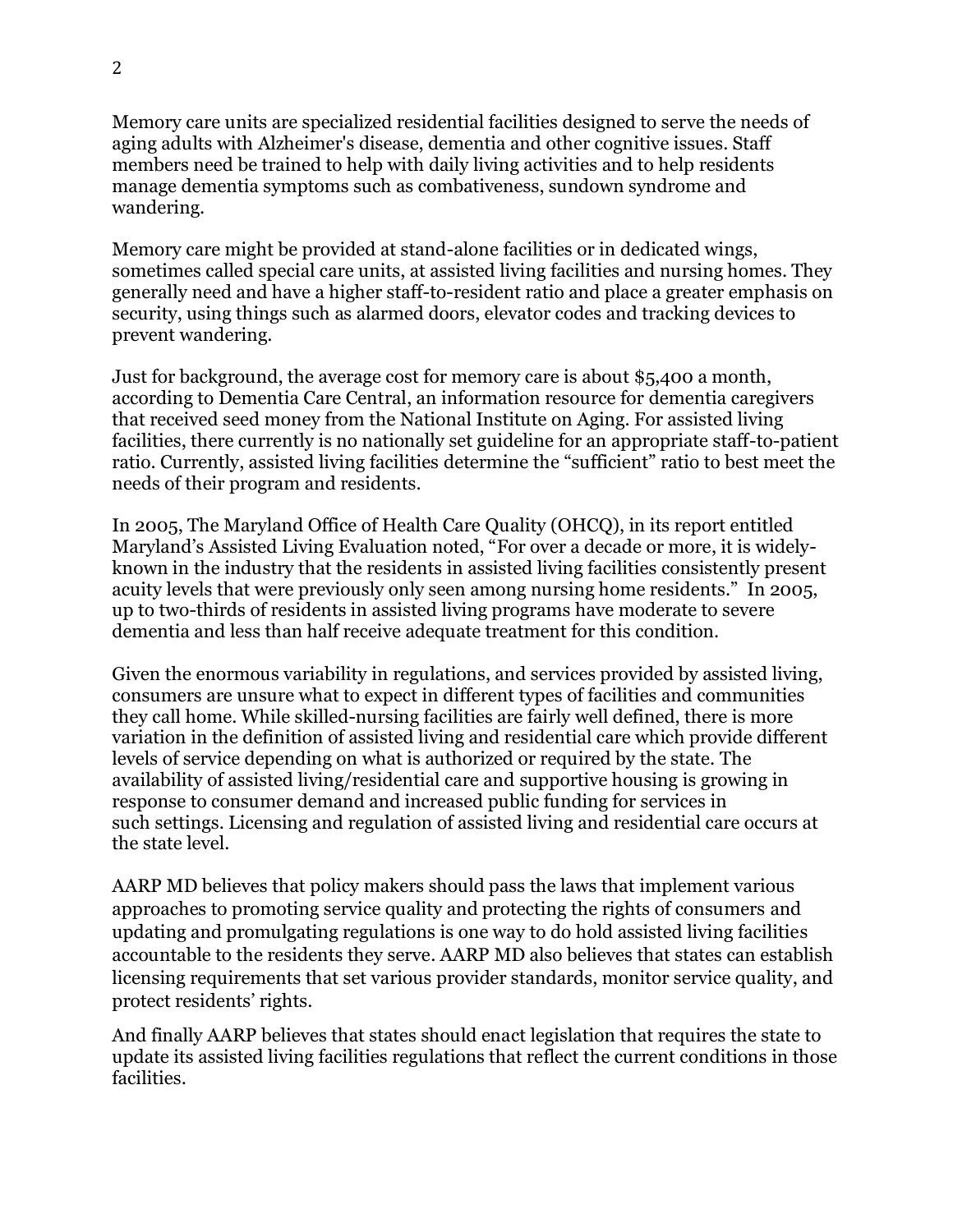Memory care units are specialized residential facilities designed to serve the needs of aging adults with Alzheimer's disease, dementia and other cognitive issues. Staff members need be trained to help with daily living activities and to help residents manage dementia symptoms such as combativeness, sundown syndrome and wandering.

Memory care might be provided at stand-alone facilities or in dedicated wings, sometimes called special care units, at assisted living facilities and nursing homes. They generally need and have a higher staff-to-resident ratio and place a greater emphasis on security, using things such as alarmed doors, elevator codes and tracking devices to prevent wandering.

Just for background, the average cost for memory care is about $5,400 a month, according to Dementia Care Central, an information resource for dementia caregivers that received seed money from the National Institute on Aging. For assisted living facilities, there currently is no nationally set guideline for an appropriate staff-to-patient ratio. Currently, assisted living facilities determine the "sufficient" ratio to best meet the needs of their program and residents.

In 2005, The Maryland Office of Health Care Quality (OHCQ), in its report entitled Maryland's Assisted Living Evaluation noted, "For over a decade or more, it is widely-known in the industry that the residents in assisted living facilities consistently present acuity levels that were previously only seen among nursing home residents." In 2005, up to two-thirds of residents in assisted living programs have moderate to severe dementia and less than half receive adequate treatment for this condition.

Given the enormous variability in regulations, and services provided by assisted living, consumers are unsure what to expect in different types of facilities and communities they call home. While skilled-nursing facilities are fairly well defined, there is more variation in the definition of assisted living and residential care which provide different levels of service depending on what is authorized or required by the state. The availability of assisted living/residential care and supportive housing is growing in response to consumer demand and increased public funding for services in such settings. Licensing and regulation of assisted living and residential care occurs at the state level.

AARP MD believes that policy makers should pass the laws that implement various approaches to promoting service quality and protecting the rights of consumers and updating and promulgating regulations is one way to do hold assisted living facilities accountable to the residents they serve. AARP MD also believes that states can establish licensing requirements that set various provider standards, monitor service quality, and protect residents' rights.

And finally AARP believes that states should enact legislation that requires the state to update its assisted living facilities regulations that reflect the current conditions in those facilities.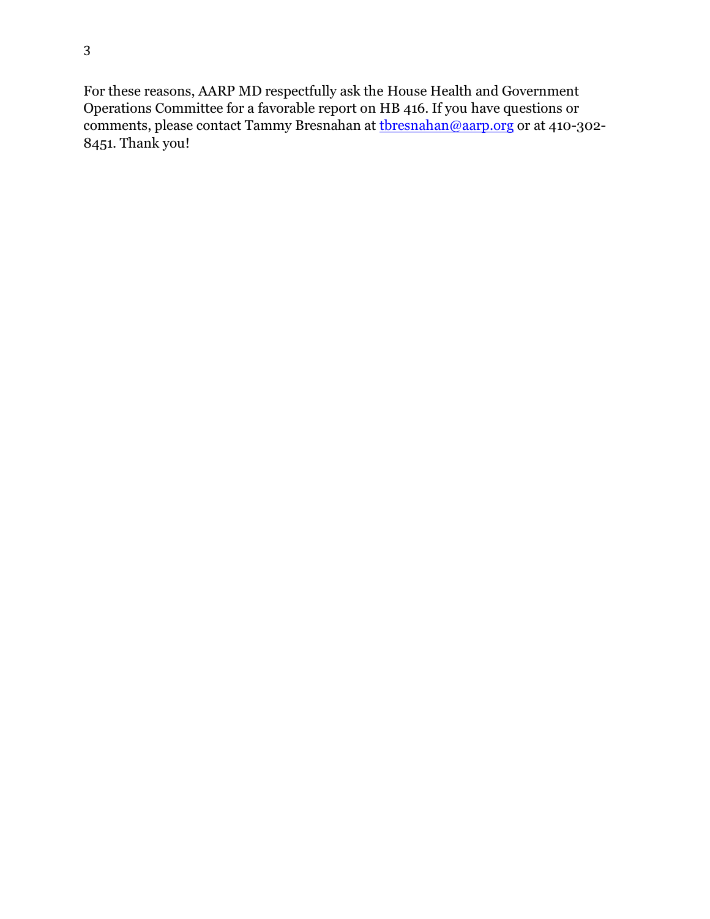For these reasons, AARP MD respectfully ask the House Health and Government Operations Committee for a favorable report on HB 416. If you have questions or comments, please contact Tammy Bresnahan at tbresnahan@aarp.org or at 410-302-8451. Thank you!